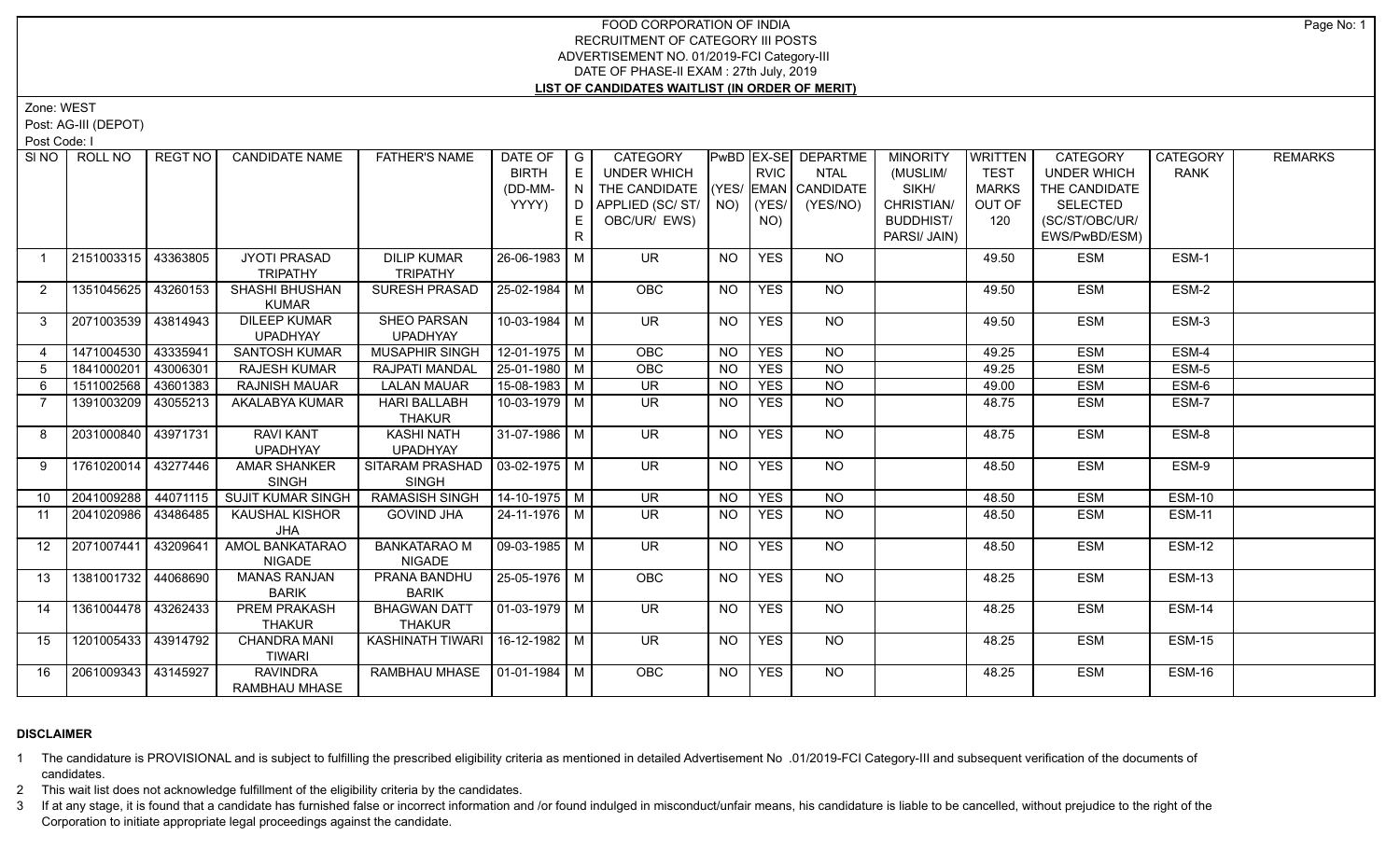# FOOD CORPORATION OF INDIA
## RECRUITMENT OF CATEGORY III POSTS
## ADVERTISEMENT NO. 01/2019-FCI Category-III
## DATE OF PHASE-II EXAM : 27th July, 2019
## LIST OF CANDIDATES WAITLIST (IN ORDER OF MERIT)

Zone: WEST

Post: AG-III (DEPOT)

Post Code: I

| Sl NO | ROLL NO | REGT NO | CANDIDATE NAME | FATHER'S NAME | DATE OF BIRTH (DD-MM-YYYY) | GENDER | CATEGORY UNDER WHICH THE CANDIDATE APPLIED (SC/ ST/ OBC/UR/ EWS) | PwBD (YES/ NO) | EX-SERVICEMAN (YES/ NO) | DEPARTMENTAL CANDIDATE (YES/NO) | MINORITY (MUSLIM/ SIKH/ CHRISTIAN/ BUDDHIST/ PARSI/ JAIN) | WRITTEN TEST MARKS OUT OF 120 | CATEGORY UNDER WHICH THE CANDIDATE SELECTED (SC/ST/OBC/UR/ EWS/PwBD/ESM) | CATEGORY RANK | REMARKS |
|---|---|---|---|---|---|---|---|---|---|---|---|---|---|---|---|
| 1 | 2151003315 | 43363805 | JYOTI PRASAD TRIPATHY | DILIP KUMAR TRIPATHY | 26-06-1983 | M | UR | NO | YES | NO | | 49.50 | ESM | ESM-1 | |
| 2 | 1351045625 | 43260153 | SHASHI BHUSHAN KUMAR | SURESH PRASAD | 25-02-1984 | M | OBC | NO | YES | NO | | 49.50 | ESM | ESM-2 | |
| 3 | 2071003539 | 43814943 | DILEEP KUMAR UPADHYAY | SHEO PARSAN UPADHYAY | 10-03-1984 | M | UR | NO | YES | NO | | 49.50 | ESM | ESM-3 | |
| 4 | 1471004530 | 43335941 | SANTOSH KUMAR | MUSAPHIR SINGH | 12-01-1975 | M | OBC | NO | YES | NO | | 49.25 | ESM | ESM-4 | |
| 5 | 1841000201 | 43006301 | RAJESH KUMAR | RAJPATI MANDAL | 25-01-1980 | M | OBC | NO | YES | NO | | 49.25 | ESM | ESM-5 | |
| 6 | 1511002568 | 43601383 | RAJNISH MAUAR | LALAN MAUAR | 15-08-1983 | M | UR | NO | YES | NO | | 49.00 | ESM | ESM-6 | |
| 7 | 1391003209 | 43055213 | AKALABYA KUMAR | HARI BALLABH THAKUR | 10-03-1979 | M | UR | NO | YES | NO | | 48.75 | ESM | ESM-7 | |
| 8 | 2031000840 | 43971731 | RAVI KANT UPADHYAY | KASHI NATH UPADHYAY | 31-07-1986 | M | UR | NO | YES | NO | | 48.75 | ESM | ESM-8 | |
| 9 | 1761020014 | 43277446 | AMAR SHANKER SINGH | SITARAM PRASHAD SINGH | 03-02-1975 | M | UR | NO | YES | NO | | 48.50 | ESM | ESM-9 | |
| 10 | 2041009288 | 44071115 | SUJIT KUMAR SINGH | RAMASISH SINGH | 14-10-1975 | M | UR | NO | YES | NO | | 48.50 | ESM | ESM-10 | |
| 11 | 2041020986 | 43486485 | KAUSHAL KISHOR JHA | GOVIND JHA | 24-11-1976 | M | UR | NO | YES | NO | | 48.50 | ESM | ESM-11 | |
| 12 | 2071007441 | 43209641 | AMOL BANKATARAO NIGADE | BANKATARAO M NIGADE | 09-03-1985 | M | UR | NO | YES | NO | | 48.50 | ESM | ESM-12 | |
| 13 | 1381001732 | 44068690 | MANAS RANJAN BARIK | PRANA BANDHU BARIK | 25-05-1976 | M | OBC | NO | YES | NO | | 48.25 | ESM | ESM-13 | |
| 14 | 1361004478 | 43262433 | PREM PRAKASH THAKUR | BHAGWAN DATT THAKUR | 01-03-1979 | M | UR | NO | YES | NO | | 48.25 | ESM | ESM-14 | |
| 15 | 1201005433 | 43914792 | CHANDRA MANI TIWARI | KASHINATH TIWARI | 16-12-1982 | M | UR | NO | YES | NO | | 48.25 | ESM | ESM-15 | |
| 16 | 2061009343 | 43145927 | RAVINDRA RAMBHAU MHASE | RAMBHAU MHASE | 01-01-1984 | M | OBC | NO | YES | NO | | 48.25 | ESM | ESM-16 | |

**DISCLAIMER**

1 The candidature is PROVISIONAL and is subject to fulfilling the prescribed eligibility criteria as mentioned in detailed Advertisement No .01/2019-FCI Category-III and subsequent verification of the documents of candidates.

2 This wait list does not acknowledge fulfillment of the eligibility criteria by the candidates.

3 If at any stage, it is found that a candidate has furnished false or incorrect information and /or found indulged in misconduct/unfair means, his candidature is liable to be cancelled, without prejudice to the right of the Corporation to initiate appropriate legal proceedings against the candidate.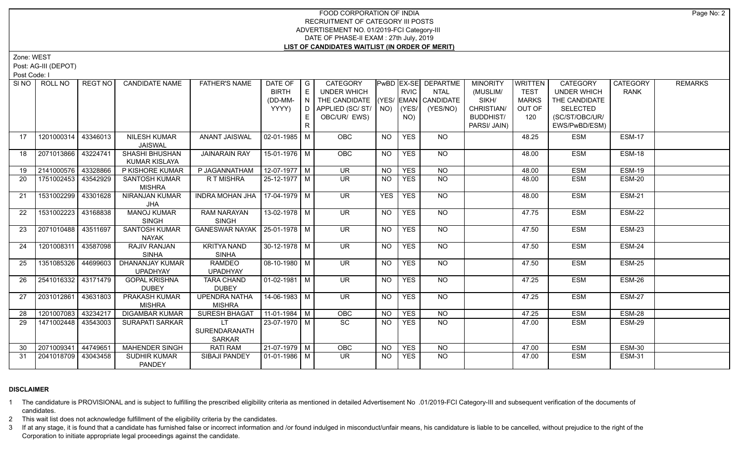# FOOD CORPORATION OF INDIA
## RECRUITMENT OF CATEGORY III POSTS
## ADVERTISEMENT NO. 01/2019-FCI Category-III
## DATE OF PHASE-II EXAM : 27th July, 2019
## LIST OF CANDIDATES WAITLIST (IN ORDER OF MERIT)

Zone: WEST

Post: AG-III (DEPOT)

Post Code: I

| Sl NO | ROLL NO | REGT NO | CANDIDATE NAME | FATHER'S NAME | DATE OF BIRTH (DD-MM-YYYY) | GENDER | CATEGORY UNDER WHICH THE CANDIDATE APPLIED (SC/ ST/ OBC/UR/ EWS) | PwBD (YES/ NO) | EX-SERVICEMAN (YES/ NO) | DEPARTMENTAL CANDIDATE (YES/NO) | MINORITY (MUSLIM/ SIKH/ CHRISTIAN/ BUDDHIST/ PARSI/ JAIN) | WRITTEN TEST MARKS OUT OF 120 | CATEGORY UNDER WHICH THE CANDIDATE SELECTED (SC/ST/OBC/UR/ EWS/PwBD/ESM) | CATEGORY RANK | REMARKS |
|---|---|---|---|---|---|---|---|---|---|---|---|---|---|---|---|
| 17 | 1201000314 | 43346013 | NILESH KUMAR JAISWAL | ANANT JAISWAL | 02-01-1985 | M | OBC | NO | YES | NO | | 48.25 | ESM | ESM-17 | |
| 18 | 2071013866 | 43224741 | SHASHI BHUSHAN KUMAR KISLAYA | JAINARAIN RAY | 15-01-1976 | M | OBC | NO | YES | NO | | 48.00 | ESM | ESM-18 | |
| 19 | 2141000576 | 43328866 | P KISHORE KUMAR | P JAGANNATHAM | 12-07-1977 | M | UR | NO | YES | NO | | 48.00 | ESM | ESM-19 | |
| 20 | 1751002453 | 43542929 | SANTOSH KUMAR MISHRA | R T MISHRA | 25-12-1977 | M | UR | NO | YES | NO | | 48.00 | ESM | ESM-20 | |
| 21 | 1531002299 | 43301628 | NIRANJAN KUMAR JHA | INDRA MOHAN JHA | 17-04-1979 | M | UR | YES | YES | NO | | 48.00 | ESM | ESM-21 | |
| 22 | 1531002223 | 43168838 | MANOJ KUMAR SINGH | RAM NARAYAN SINGH | 13-02-1978 | M | UR | NO | YES | NO | | 47.75 | ESM | ESM-22 | |
| 23 | 2071010488 | 43511697 | SANTOSH KUMAR NAYAK | GANESWAR NAYAK | 25-01-1978 | M | UR | NO | YES | NO | | 47.50 | ESM | ESM-23 | |
| 24 | 1201008311 | 43587098 | RAJIV RANJAN SINHA | KRITYA NAND SINHA | 30-12-1978 | M | UR | NO | YES | NO | | 47.50 | ESM | ESM-24 | |
| 25 | 1351085326 | 44699603 | DHANANJAY KUMAR UPADHYAY | RAMDEO UPADHYAY | 08-10-1980 | M | UR | NO | YES | NO | | 47.50 | ESM | ESM-25 | |
| 26 | 2541016332 | 43171479 | GOPAL KRISHNA DUBEY | TARA CHAND DUBEY | 01-02-1981 | M | UR | NO | YES | NO | | 47.25 | ESM | ESM-26 | |
| 27 | 2031012861 | 43631803 | PRAKASH KUMAR MISHRA | UPENDRA NATHA MISHRA | 14-06-1983 | M | UR | NO | YES | NO | | 47.25 | ESM | ESM-27 | |
| 28 | 1201007083 | 43234217 | DIGAMBAR KUMAR | SURESH BHAGAT | 11-01-1984 | M | OBC | NO | YES | NO | | 47.25 | ESM | ESM-28 | |
| 29 | 1471002448 | 43543003 | SURAPATI SARKAR | LT SURENDARANATH SARKAR | 23-07-1970 | M | SC | NO | YES | NO | | 47.00 | ESM | ESM-29 | |
| 30 | 2071009341 | 44749651 | MAHENDER SINGH | RATI RAM | 21-07-1979 | M | OBC | NO | YES | NO | | 47.00 | ESM | ESM-30 | |
| 31 | 2041018709 | 43043458 | SUDHIR KUMAR PANDEY | SIBAJI PANDEY | 01-01-1986 | M | UR | NO | YES | NO | | 47.00 | ESM | ESM-31 | |

**DISCLAIMER**

1. The candidature is PROVISIONAL and is subject to fulfilling the prescribed eligibility criteria as mentioned in detailed Advertisement No .01/2019-FCI Category-III and subsequent verification of the documents of candidates.
2. This wait list does not acknowledge fulfillment of the eligibility criteria by the candidates.
3. If at any stage, it is found that a candidate has furnished false or incorrect information and /or found indulged in misconduct/unfair means, his candidature is liable to be cancelled, without prejudice to the right of the Corporation to initiate appropriate legal proceedings against the candidate.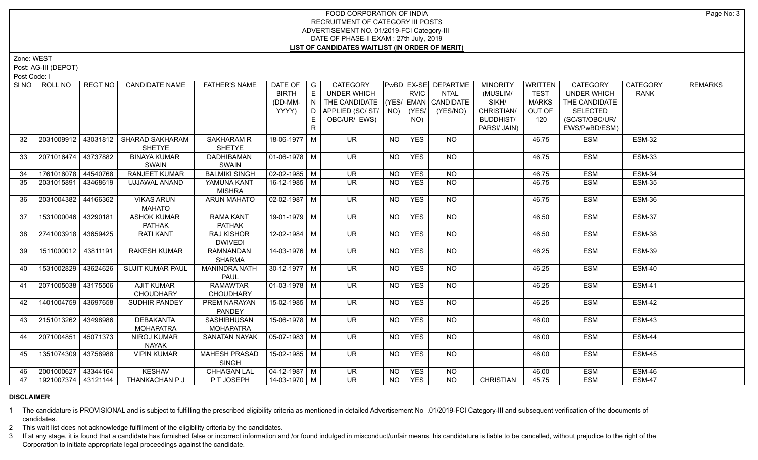# FOOD CORPORATION OF INDIA
## RECRUITMENT OF CATEGORY III POSTS
### ADVERTISEMENT NO. 01/2019-FCI Category-III
### DATE OF PHASE-II EXAM : 27th July, 2019
### LIST OF CANDIDATES WAITLIST (IN ORDER OF MERIT)

Zone: WEST

Post: AG-III (DEPOT)

Post Code: I

| SI NO | ROLL NO | REGT NO | CANDIDATE NAME | FATHER'S NAME | DATE OF BIRTH (DD-MM-YYYY) | GENDER | CATEGORY UNDER WHICH THE CANDIDATE APPLIED (SC/ ST/ OBC/UR/ EWS) | PwBD (YES/ NO) | EX-SERVICEMAN (YES/ NO) | DEPARTMENTAL CANDIDATE (YES/NO) | MINORITY (MUSLIM/ SIKH/ CHRISTIAN/ BUDDHIST/ PARSI/ JAIN) | WRITTEN TEST MARKS OUT OF 120 | CATEGORY UNDER WHICH THE CANDIDATE SELECTED (SC/ST/OBC/UR/ EWS/PwBD/ESM) | CATEGORY RANK | REMARKS |
|---|---|---|---|---|---|---|---|---|---|---|---|---|---|---|---|
| 32 | 2031009912 | 43031812 | SHARAD SAKHARAM SHETYE | SAKHARAM R SHETYE | 18-06-1977 | M | UR | NO | YES | NO | | 46.75 | ESM | ESM-32 | |
| 33 | 2071016474 | 43737882 | BINAYA KUMAR SWAIN | DADHIBAMAN SWAIN | 01-06-1978 | M | UR | NO | YES | NO | | 46.75 | ESM | ESM-33 | |
| 34 | 1761016078 | 44540768 | RANJEET KUMAR | BALMIKI SINGH | 02-02-1985 | M | UR | NO | YES | NO | | 46.75 | ESM | ESM-34 | |
| 35 | 2031015891 | 43468619 | UJJAWAL ANAND | YAMUNA KANT MISHRA | 16-12-1985 | M | UR | NO | YES | NO | | 46.75 | ESM | ESM-35 | |
| 36 | 2031004382 | 44166362 | VIKAS ARUN MAHATO | ARUN MAHATO | 02-02-1987 | M | UR | NO | YES | NO | | 46.75 | ESM | ESM-36 | |
| 37 | 1531000046 | 43290181 | ASHOK KUMAR PATHAK | RAMA KANT PATHAK | 19-01-1979 | M | UR | NO | YES | NO | | 46.50 | ESM | ESM-37 | |
| 38 | 2741003918 | 43659425 | RATI KANT | RAJ KISHOR DWIVEDI | 12-02-1984 | M | UR | NO | YES | NO | | 46.50 | ESM | ESM-38 | |
| 39 | 1511000012 | 43811191 | RAKESH KUMAR | RAMNANDAN SHARMA | 14-03-1976 | M | UR | NO | YES | NO | | 46.25 | ESM | ESM-39 | |
| 40 | 1531002829 | 43624626 | SUJIT KUMAR PAUL | MANINDRA NATH PAUL | 30-12-1977 | M | UR | NO | YES | NO | | 46.25 | ESM | ESM-40 | |
| 41 | 2071005038 | 43175506 | AJIT KUMAR CHOUDHARY | RAMAWTAR CHOUDHARY | 01-03-1978 | M | UR | NO | YES | NO | | 46.25 | ESM | ESM-41 | |
| 42 | 1401004759 | 43697658 | SUDHIR PANDEY | PREM NARAYAN PANDEY | 15-02-1985 | M | UR | NO | YES | NO | | 46.25 | ESM | ESM-42 | |
| 43 | 2151013262 | 43498986 | DEBAKANTA MOHAPATRA | SASHIBHUSAN MOHAPATRA | 15-06-1978 | M | UR | NO | YES | NO | | 46.00 | ESM | ESM-43 | |
| 44 | 2071004851 | 45071373 | NIROJ KUMAR NAYAK | SANATAN NAYAK | 05-07-1983 | M | UR | NO | YES | NO | | 46.00 | ESM | ESM-44 | |
| 45 | 1351074309 | 43758988 | VIPIN KUMAR | MAHESH PRASAD SINGH | 15-02-1985 | M | UR | NO | YES | NO | | 46.00 | ESM | ESM-45 | |
| 46 | 2001000627 | 43344164 | KESHAV | CHHAGAN LAL | 04-12-1987 | M | UR | NO | YES | NO | | 46.00 | ESM | ESM-46 | |
| 47 | 1921007374 | 43121144 | THANKACHAN P J | P T JOSEPH | 14-03-1970 | M | UR | NO | YES | NO | CHRISTIAN | 45.75 | ESM | ESM-47 | |

**DISCLAIMER**

1 The candidature is PROVISIONAL and is subject to fulfilling the prescribed eligibility criteria as mentioned in detailed Advertisement No .01/2019-FCI Category-III and subsequent verification of the documents of candidates.

2 This wait list does not acknowledge fulfillment of the eligibility criteria by the candidates.

3 If at any stage, it is found that a candidate has furnished false or incorrect information and /or found indulged in misconduct/unfair means, his candidature is liable to be cancelled, without prejudice to the right of the Corporation to initiate appropriate legal proceedings against the candidate.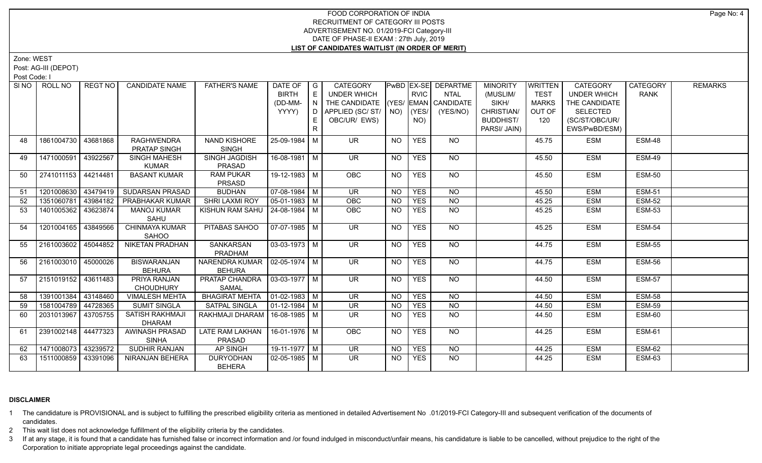# FOOD CORPORATION OF INDIA
## RECRUITMENT OF CATEGORY III POSTS
## ADVERTISEMENT NO. 01/2019-FCI Category-III
## DATE OF PHASE-II EXAM : 27th July, 2019
## LIST OF CANDIDATES WAITLIST (IN ORDER OF MERIT)

Zone: WEST

Post: AG-III (DEPOT)

Post Code: I

| Sl NO | ROLL NO | REGT NO | CANDIDATE NAME | FATHER'S NAME | DATE OF BIRTH (DD-MM-YYYY) | GENDER | CATEGORY UNDER WHICH THE CANDIDATE APPLIED (SC/ ST/ OBC/UR/ EWS) | PwBD (YES/ NO) | EX-SERVICEMAN (YES/ NO) | DEPARTMENTAL CANDIDATE (YES/NO) | MINORITY (MUSLIM/ SIKH/ CHRISTIAN/ BUDDHIST/ PARSI/ JAIN) | WRITTEN TEST MARKS OUT OF 120 | CATEGORY UNDER WHICH THE CANDIDATE SELECTED (SC/ST/OBC/UR/ EWS/PwBD/ESM) | CATEGORY RANK | REMARKS |
|---|---|---|---|---|---|---|---|---|---|---|---|---|---|---|---|
| 48 | 1861004730 | 43681868 | RAGHWENDRA PRATAP SINGH | NAND KISHORE SINGH | 25-09-1984 | M | UR | NO | YES | NO | | 45.75 | ESM | ESM-48 | |
| 49 | 1471000591 | 43922567 | SINGH MAHESH KUMAR | SINGH JAGDISH PRASAD | 16-08-1981 | M | UR | NO | YES | NO | | 45.50 | ESM | ESM-49 | |
| 50 | 2741011153 | 44214481 | BASANT KUMAR | RAM PUKAR PRSASD | 19-12-1983 | M | OBC | NO | YES | NO | | 45.50 | ESM | ESM-50 | |
| 51 | 1201008630 | 43479419 | SUDARSAN PRASAD | BUDHAN | 07-08-1984 | M | UR | NO | YES | NO | | 45.50 | ESM | ESM-51 | |
| 52 | 1351060781 | 43984182 | PRABHAKAR KUMAR | SHRI LAXMI ROY | 05-01-1983 | M | OBC | NO | YES | NO | | 45.25 | ESM | ESM-52 | |
| 53 | 1401005362 | 43623874 | MANOJ KUMAR SAHU | KISHUN RAM SAHU | 24-08-1984 | M | OBC | NO | YES | NO | | 45.25 | ESM | ESM-53 | |
| 54 | 1201004165 | 43849566 | CHINMAYA KUMAR SAHOO | PITABAS SAHOO | 07-07-1985 | M | UR | NO | YES | NO | | 45.25 | ESM | ESM-54 | |
| 55 | 2161003602 | 45044852 | NIKETAN PRADHAN | SANKARSAN PRADHAM | 03-03-1973 | M | UR | NO | YES | NO | | 44.75 | ESM | ESM-55 | |
| 56 | 2161003010 | 45000026 | BISWARANJAN BEHURA | NARENDRA KUMAR BEHURA | 02-05-1974 | M | UR | NO | YES | NO | | 44.75 | ESM | ESM-56 | |
| 57 | 2151019152 | 43611483 | PRIYA RANJAN CHOUDHURY | PRATAP CHANDRA SAMAL | 03-03-1977 | M | UR | NO | YES | NO | | 44.50 | ESM | ESM-57 | |
| 58 | 1391001384 | 43148460 | VIMALESH MEHTA | BHAGIRAT MEHTA | 01-02-1983 | M | UR | NO | YES | NO | | 44.50 | ESM | ESM-58 | |
| 59 | 1581004789 | 44728365 | SUMIT SINGLA | SATPAL SINGLA | 01-12-1984 | M | UR | NO | YES | NO | | 44.50 | ESM | ESM-59 | |
| 60 | 2031013967 | 43705755 | SATISH RAKHMAJI DHARAM | RAKHMAJI DHARAM | 16-08-1985 | M | UR | NO | YES | NO | | 44.50 | ESM | ESM-60 | |
| 61 | 2391002148 | 44477323 | AWINASH PRASAD SINHA | LATE RAM LAKHAN PRASAD | 16-01-1976 | M | OBC | NO | YES | NO | | 44.25 | ESM | ESM-61 | |
| 62 | 1471008073 | 43239572 | SUDHIR RANJAN | AP SINGH | 19-11-1977 | M | UR | NO | YES | NO | | 44.25 | ESM | ESM-62 | |
| 63 | 1511000859 | 43391096 | NIRANJAN BEHERA | DURYODHAN BEHERA | 02-05-1985 | M | UR | NO | YES | NO | | 44.25 | ESM | ESM-63 | |

### DISCLAIMER

1 The candidature is PROVISIONAL and is subject to fulfilling the prescribed eligibility criteria as mentioned in detailed Advertisement No .01/2019-FCI Category-III and subsequent verification of the documents of candidates.

2 This wait list does not acknowledge fulfillment of the eligibility criteria by the candidates.

3 If at any stage, it is found that a candidate has furnished false or incorrect information and /or found indulged in misconduct/unfair means, his candidature is liable to be cancelled, without prejudice to the right of the Corporation to initiate appropriate legal proceedings against the candidate.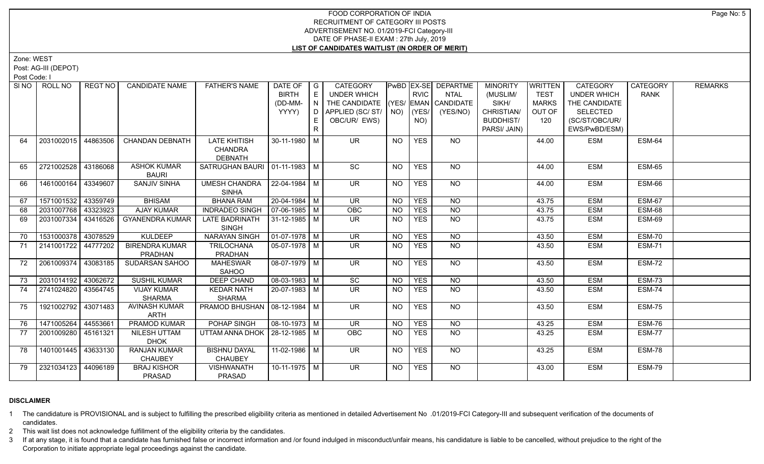# FOOD CORPORATION OF INDIA
## RECRUITMENT OF CATEGORY III POSTS
## ADVERTISEMENT NO. 01/2019-FCI Category-III
## DATE OF PHASE-II EXAM : 27th July, 2019
## LIST OF CANDIDATES WAITLIST (IN ORDER OF MERIT)

Zone: WEST

Post: AG-III (DEPOT)

Post Code: I

| SI NO | ROLL NO | REGT NO | CANDIDATE NAME | FATHER'S NAME | DATE OF BIRTH (DD-MM-YYYY) | GENDER | CATEGORY UNDER WHICH THE CANDIDATE APPLIED (SC/ ST/ OBC/UR/ EWS) | PwBD (YES/ NO) | EX-SERVICEMAN (YES/ NO) | DEPARTMENTAL CANDIDATE (YES/NO) | MINORITY (MUSLIM/ SIKH/ CHRISTIAN/ BUDDHIST/ PARSI/ JAIN) | WRITTEN TEST MARKS OUT OF 120 | CATEGORY UNDER WHICH THE CANDIDATE SELECTED (SC/ST/OBC/UR/ EWS/PwBD/ESM) | CATEGORY RANK | REMARKS |
|---|---|---|---|---|---|---|---|---|---|---|---|---|---|---|---|
| 64 | 2031002015 | 44863506 | CHANDAN DEBNATH | LATE KHITISH CHANDRA DEBNATH | 30-11-1980 | M | UR | NO | YES | NO | | 44.00 | ESM | ESM-64 | |
| 65 | 2721002528 | 43186068 | ASHOK KUMAR BAURI | SATRUGHAN BAURI | 01-11-1983 | M | SC | NO | YES | NO | | 44.00 | ESM | ESM-65 | |
| 66 | 1461000164 | 43349607 | SANJIV SINHA | UMESH CHANDRA SINHA | 22-04-1984 | M | UR | NO | YES | NO | | 44.00 | ESM | ESM-66 | |
| 67 | 1571001532 | 43359749 | BHISAM | BHANA RAM | 20-04-1984 | M | UR | NO | YES | NO | | 43.75 | ESM | ESM-67 | |
| 68 | 2031007768 | 43323923 | AJAY KUMAR | INDRADEO SINGH | 07-06-1985 | M | OBC | NO | YES | NO | | 43.75 | ESM | ESM-68 | |
| 69 | 2031007334 | 43416526 | GYANENDRA KUMAR | LATE BADRINATH SINGH | 31-12-1985 | M | UR | NO | YES | NO | | 43.75 | ESM | ESM-69 | |
| 70 | 1531000378 | 43078529 | KULDEEP | NARAYAN SINGH | 01-07-1978 | M | UR | NO | YES | NO | | 43.50 | ESM | ESM-70 | |
| 71 | 2141001722 | 44777202 | BIRENDRA KUMAR PRADHAN | TRILOCHANA PRADHAN | 05-07-1978 | M | UR | NO | YES | NO | | 43.50 | ESM | ESM-71 | |
| 72 | 2061009374 | 43083185 | SUDARSAN SAHOO | MAHESWAR SAHOO | 08-07-1979 | M | UR | NO | YES | NO | | 43.50 | ESM | ESM-72 | |
| 73 | 2031014192 | 43062672 | SUSHIL KUMAR | DEEP CHAND | 08-03-1983 | M | SC | NO | YES | NO | | 43.50 | ESM | ESM-73 | |
| 74 | 2741024820 | 43564745 | VIJAY KUMAR SHARMA | KEDAR NATH SHARMA | 20-07-1983 | M | UR | NO | YES | NO | | 43.50 | ESM | ESM-74 | |
| 75 | 1921002792 | 43071483 | AVINASH KUMAR ARTH | PRAMOD BHUSHAN | 08-12-1984 | M | UR | NO | YES | NO | | 43.50 | ESM | ESM-75 | |
| 76 | 1471005264 | 44553661 | PRAMOD KUMAR | POHAP SINGH | 08-10-1973 | M | UR | NO | YES | NO | | 43.25 | ESM | ESM-76 | |
| 77 | 2001009280 | 45161321 | NILESH UTTAM DHOK | UTTAM ANNA DHOK | 28-12-1985 | M | OBC | NO | YES | NO | | 43.25 | ESM | ESM-77 | |
| 78 | 1401001445 | 43633130 | RANJAN KUMAR CHAUBEY | BISHNU DAYAL CHAUBEY | 11-02-1986 | M | UR | NO | YES | NO | | 43.25 | ESM | ESM-78 | |
| 79 | 2321034123 | 44096189 | BRAJ KISHOR PRASAD | VISHWANATH PRASAD | 10-11-1975 | M | UR | NO | YES | NO | | 43.00 | ESM | ESM-79 | |

### DISCLAIMER

1. The candidature is PROVISIONAL and is subject to fulfilling the prescribed eligibility criteria as mentioned in detailed Advertisement No .01/2019-FCI Category-III and subsequent verification of the documents of candidates.
2. This wait list does not acknowledge fulfillment of the eligibility criteria by the candidates.
3. If at any stage, it is found that a candidate has furnished false or incorrect information and /or found indulged in misconduct/unfair means, his candidature is liable to be cancelled, without prejudice to the right of the Corporation to initiate appropriate legal proceedings against the candidate.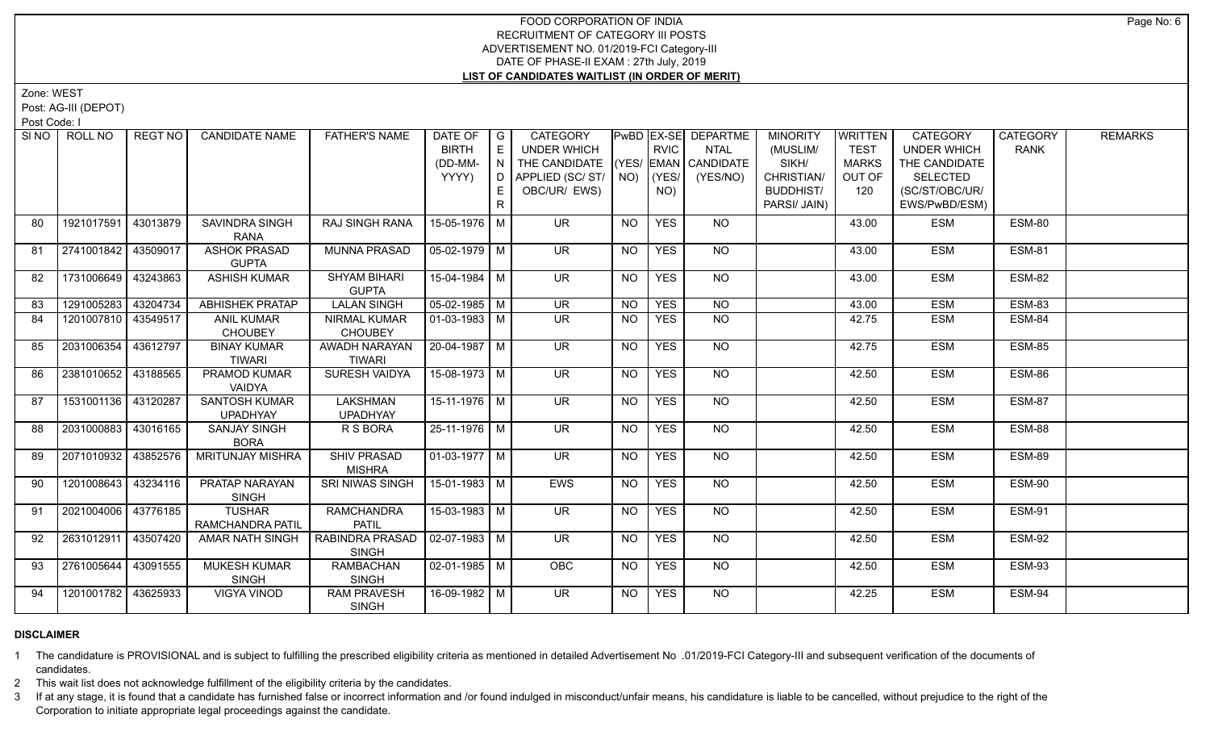# FOOD CORPORATION OF INDIA
## RECRUITMENT OF CATEGORY III POSTS
## ADVERTISEMENT NO. 01/2019-FCI Category-III
## DATE OF PHASE-II EXAM : 27th July, 2019
## LIST OF CANDIDATES WAITLIST (IN ORDER OF MERIT)

Zone: WEST

Post: AG-III (DEPOT)

Post Code: I

| SI NO | ROLL NO | REGT NO | CANDIDATE NAME | FATHER'S NAME | DATE OF BIRTH (DD-MM-YYYY) | GENDER | CATEGORY UNDER WHICH THE CANDIDATE APPLIED (SC/ ST/ OBC/UR/ EWS) | PwBD (YES/ NO) | EX-SERVICEMAN (YES/ NO) | DEPARTMENTAL CANDIDATE (YES/NO) | MINORITY (MUSLIM/ SIKH/ CHRISTIAN/ BUDDHIST/ PARSI/ JAIN) | WRITTEN TEST MARKS OUT OF 120 | CATEGORY UNDER WHICH THE CANDIDATE SELECTED (SC/ST/OBC/UR/ EWS/PwBD/ESM) | CATEGORY RANK | REMARKS |
|---|---|---|---|---|---|---|---|---|---|---|---|---|---|---|---|
| 80 | 1921017591 | 43013879 | SAVINDRA SINGH RANA | RAJ SINGH RANA | 15-05-1976 | M | UR | NO | YES | NO | | 43.00 | ESM | ESM-80 | |
| 81 | 2741001842 | 43509017 | ASHOK PRASAD GUPTA | MUNNA PRASAD | 05-02-1979 | M | UR | NO | YES | NO | | 43.00 | ESM | ESM-81 | |
| 82 | 1731006649 | 43243863 | ASHISH KUMAR | SHYAM BIHARI GUPTA | 15-04-1984 | M | UR | NO | YES | NO | | 43.00 | ESM | ESM-82 | |
| 83 | 1291005283 | 43204734 | ABHISHEK PRATAP | LALAN SINGH | 05-02-1985 | M | UR | NO | YES | NO | | 43.00 | ESM | ESM-83 | |
| 84 | 1201007810 | 43549517 | ANIL KUMAR CHOUBEY | NIRMAL KUMAR CHOUBEY | 01-03-1983 | M | UR | NO | YES | NO | | 42.75 | ESM | ESM-84 | |
| 85 | 2031006354 | 43612797 | BINAY KUMAR TIWARI | AWADH NARAYAN TIWARI | 20-04-1987 | M | UR | NO | YES | NO | | 42.75 | ESM | ESM-85 | |
| 86 | 2381010652 | 43188565 | PRAMOD KUMAR VAIDYA | SURESH VAIDYA | 15-08-1973 | M | UR | NO | YES | NO | | 42.50 | ESM | ESM-86 | |
| 87 | 1531001136 | 43120287 | SANTOSH KUMAR UPADHYAY | LAKSHMAN UPADHYAY | 15-11-1976 | M | UR | NO | YES | NO | | 42.50 | ESM | ESM-87 | |
| 88 | 2031000883 | 43016165 | SANJAY SINGH BORA | R S BORA | 25-11-1976 | M | UR | NO | YES | NO | | 42.50 | ESM | ESM-88 | |
| 89 | 2071010932 | 43852576 | MRITUNJAY MISHRA | SHIV PRASAD MISHRA | 01-03-1977 | M | UR | NO | YES | NO | | 42.50 | ESM | ESM-89 | |
| 90 | 1201008643 | 43234116 | PRATAP NARAYAN SINGH | SRI NIWAS SINGH | 15-01-1983 | M | EWS | NO | YES | NO | | 42.50 | ESM | ESM-90 | |
| 91 | 2021004006 | 43776185 | TUSHAR RAMCHANDRA PATIL | RAMCHANDRA PATIL | 15-03-1983 | M | UR | NO | YES | NO | | 42.50 | ESM | ESM-91 | |
| 92 | 2631012911 | 43507420 | AMAR NATH SINGH | RABINDRA PRASAD SINGH | 02-07-1983 | M | UR | NO | YES | NO | | 42.50 | ESM | ESM-92 | |
| 93 | 2761005644 | 43091555 | MUKESH KUMAR SINGH | RAMBACHAN SINGH | 02-01-1985 | M | OBC | NO | YES | NO | | 42.50 | ESM | ESM-93 | |
| 94 | 1201001782 | 43625933 | VIGYA VINOD | RAM PRAVESH SINGH | 16-09-1982 | M | UR | NO | YES | NO | | 42.25 | ESM | ESM-94 | |

**DISCLAIMER**

1 The candidature is PROVISIONAL and is subject to fulfilling the prescribed eligibility criteria as mentioned in detailed Advertisement No .01/2019-FCI Category-III and subsequent verification of the documents of candidates.

2 This wait list does not acknowledge fulfillment of the eligibility criteria by the candidates.

3 If at any stage, it is found that a candidate has furnished false or incorrect information and /or found indulged in misconduct/unfair means, his candidature is liable to be cancelled, without prejudice to the right of the Corporation to initiate appropriate legal proceedings against the candidate.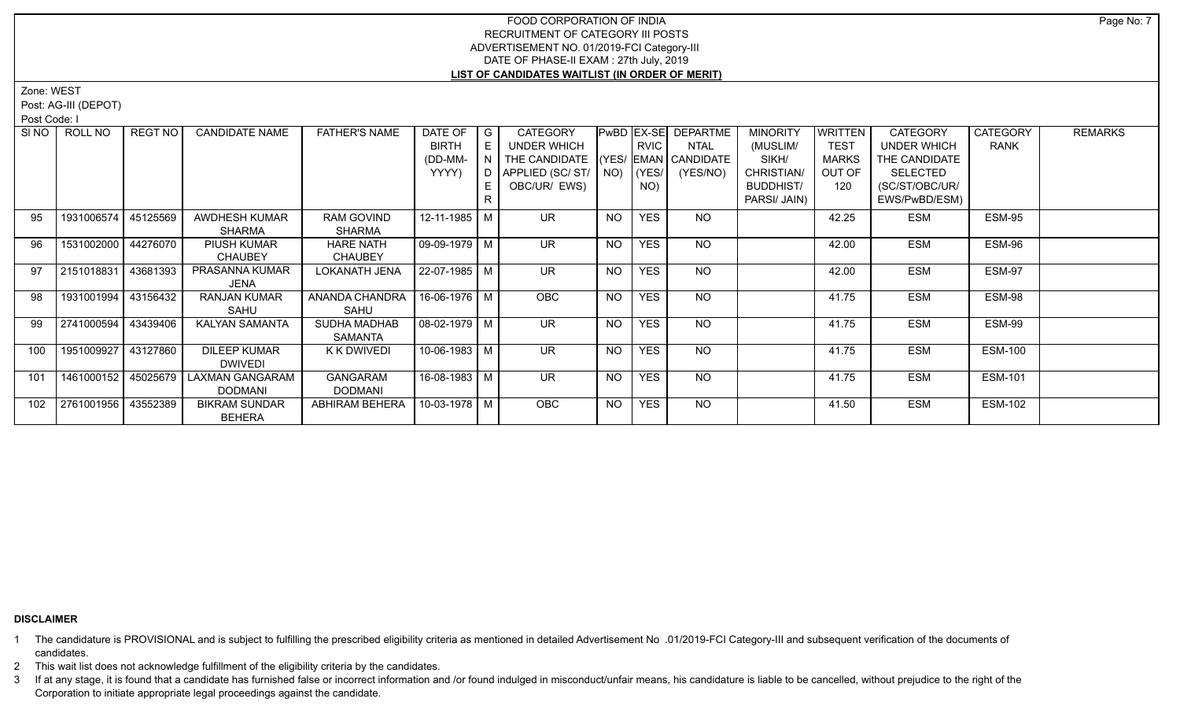# FOOD CORPORATION OF INDIA
## RECRUITMENT OF CATEGORY III POSTS
## ADVERTISEMENT NO. 01/2019-FCI Category-III
## DATE OF PHASE-II EXAM : 27th July, 2019
## LIST OF CANDIDATES WAITLIST (IN ORDER OF MERIT)

Zone: WEST

Post: AG-III (DEPOT)

Post Code: I

| Sl NO | ROLL NO | REGT NO | CANDIDATE NAME | FATHER'S NAME | DATE OF BIRTH (DD-MM-YYYY) | GENDER | CATEGORY UNDER WHICH THE CANDIDATE APPLIED (SC/ ST/ OBC/UR/ EWS) | PwBD (YES/ NO) | EX-SERVICEMAN (YES/ NO) | DEPARTMENTAL CANDIDATE (YES/NO) | MINORITY (MUSLIM/ SIKH/ CHRISTIAN/ BUDDHIST/ PARSI/ JAIN) | WRITTEN TEST MARKS OUT OF 120 | CATEGORY UNDER WHICH THE CANDIDATE SELECTED (SC/ST/OBC/UR/ EWS/PwBD/ESM) | CATEGORY RANK | REMARKS |
|---|---|---|---|---|---|---|---|---|---|---|---|---|---|---|---|
| 95 | 1931006574 | 45125569 | AWDHESH KUMAR SHARMA | RAM GOVIND SHARMA | 12-11-1985 | M | UR | NO | YES | NO | | 42.25 | ESM | ESM-95 | |
| 96 | 1531002000 | 44276070 | PIUSH KUMAR CHAUBEY | HARE NATH CHAUBEY | 09-09-1979 | M | UR | NO | YES | NO | | 42.00 | ESM | ESM-96 | |
| 97 | 2151018831 | 43681393 | PRASANNA KUMAR JENA | LOKANATH JENA | 22-07-1985 | M | UR | NO | YES | NO | | 42.00 | ESM | ESM-97 | |
| 98 | 1931001994 | 43156432 | RANJAN KUMAR SAHU | ANANDA CHANDRA SAHU | 16-06-1976 | M | OBC | NO | YES | NO | | 41.75 | ESM | ESM-98 | |
| 99 | 2741000594 | 43439406 | KALYAN SAMANTA | SUDHA MADHAB SAMANTA | 08-02-1979 | M | UR | NO | YES | NO | | 41.75 | ESM | ESM-99 | |
| 100 | 1951009927 | 43127860 | DILEEP KUMAR DWIVEDI | K K DWIVEDI | 10-06-1983 | M | UR | NO | YES | NO | | 41.75 | ESM | ESM-100 | |
| 101 | 1461000152 | 45025679 | LAXMAN GANGARAM DODMANI | GANGARAM DODMANI | 16-08-1983 | M | UR | NO | YES | NO | | 41.75 | ESM | ESM-101 | |
| 102 | 2761001956 | 43552389 | BIKRAM SUNDAR BEHERA | ABHIRAM BEHERA | 10-03-1978 | M | OBC | NO | YES | NO | | 41.50 | ESM | ESM-102 | |

**DISCLAIMER**

1. The candidature is PROVISIONAL and is subject to fulfilling the prescribed eligibility criteria as mentioned in detailed Advertisement No .01/2019-FCI Category-III and subsequent verification of the documents of candidates.
2. This wait list does not acknowledge fulfillment of the eligibility criteria by the candidates.
3. If at any stage, it is found that a candidate has furnished false or incorrect information and /or found indulged in misconduct/unfair means, his candidature is liable to be cancelled, without prejudice to the right of the Corporation to initiate appropriate legal proceedings against the candidate.